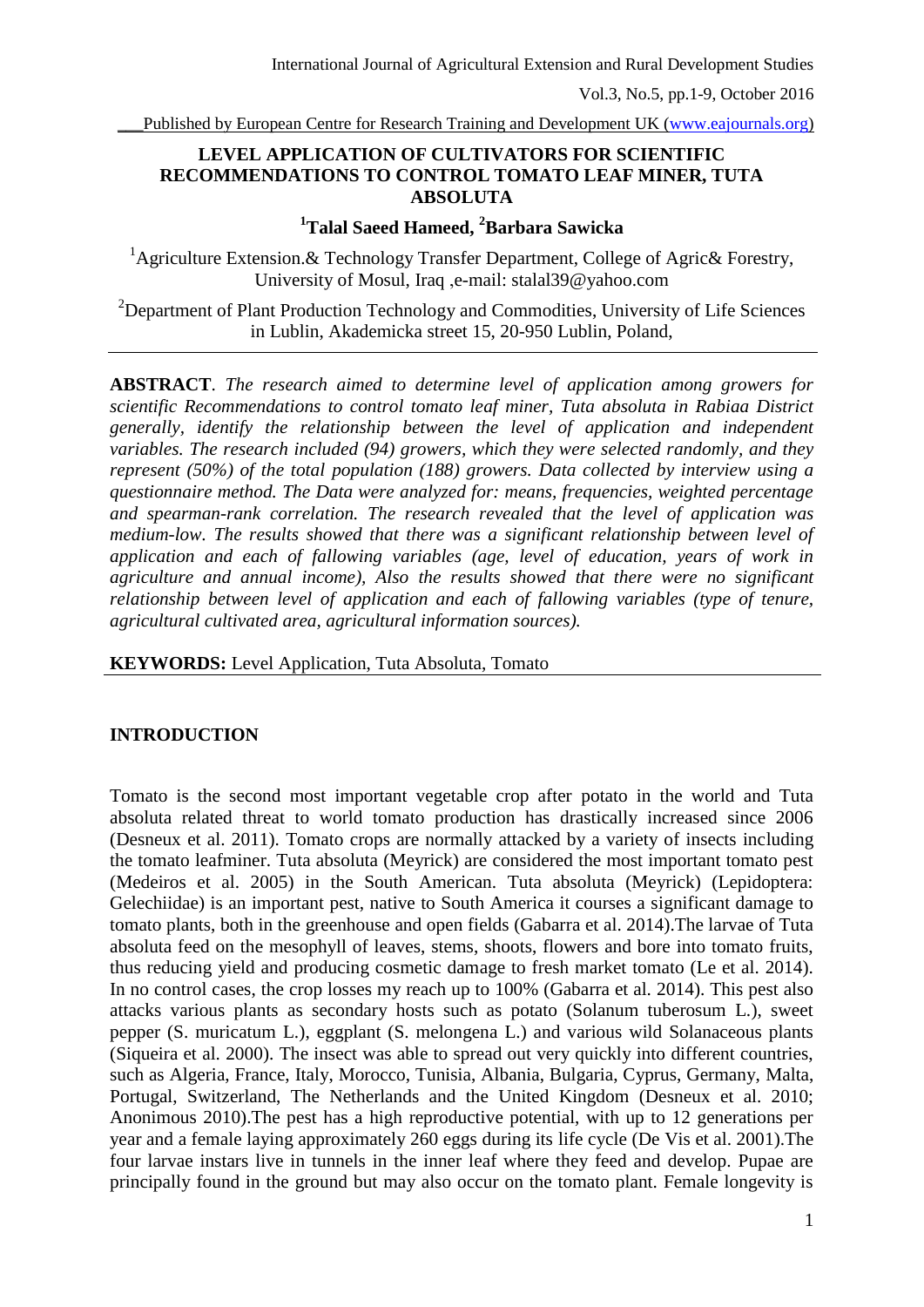# LEVEL APPLICATION OF CULTIVATORS FOR SCIENTIFIC RECOMMENDATIONS TO CONTROL TOMATO LEAF MINER, TUTA ABSOLUTA

**[1]Talal Saeed Hameed, [2]Barbara Sawicka**

[1]Agriculture Extension.& Technology Transfer Department, College of Agric& Forestry, University of Mosul, Iraq ,e-mail: stalal39@yahoo.com

[2]Department of Plant Production Technology and Commodities, University of Life Sciences in Lublin, Akademicka street 15, 20-950 Lublin, Poland,

**ABSTRACT**. *The research aimed to determine level of application among growers for scientific Recommendations to control tomato leaf miner, Tuta absoluta in Rabiaa District generally, identify the relationship between the level of application and independent variables. The research included (94) growers, which they were selected randomly, and they represent (50%) of the total population (188) growers. Data collected by interview using a questionnaire method. The Data were analyzed for: means, frequencies, weighted percentage and spearman-rank correlation. The research revealed that the level of application was medium-low. The results showed that there was a significant relationship between level of application and each of fallowing variables (age, level of education, years of work in agriculture and annual income), Also the results showed that there were no significant relationship between level of application and each of fallowing variables (type of tenure, agricultural cultivated area, agricultural information sources).*

**KEYWORDS:** Level Application, Tuta Absoluta, Tomato

## INTRODUCTION

Tomato is the second most important vegetable crop after potato in the world and Tuta absoluta related threat to world tomato production has drastically increased since 2006 (Desneux et al. 2011). Tomato crops are normally attacked by a variety of insects including the tomato leafminer. Tuta absoluta (Meyrick) are considered the most important tomato pest (Medeiros et al. 2005) in the South American. Tuta absoluta (Meyrick) (Lepidoptera: Gelechiidae) is an important pest, native to South America it courses a significant damage to tomato plants, both in the greenhouse and open fields (Gabarra et al. 2014).The larvae of Tuta absoluta feed on the mesophyll of leaves, stems, shoots, flowers and bore into tomato fruits, thus reducing yield and producing cosmetic damage to fresh market tomato (Le et al. 2014). In no control cases, the crop losses my reach up to 100% (Gabarra et al. 2014). This pest also attacks various plants as secondary hosts such as potato (Solanum tuberosum L.), sweet pepper (S. muricatum L.), eggplant (S. melongena L.) and various wild Solanaceous plants (Siqueira et al. 2000). The insect was able to spread out very quickly into different countries, such as Algeria, France, Italy, Morocco, Tunisia, Albania, Bulgaria, Cyprus, Germany, Malta, Portugal, Switzerland, The Netherlands and the United Kingdom (Desneux et al. 2010; Anonimous 2010).The pest has a high reproductive potential, with up to 12 generations per year and a female laying approximately 260 eggs during its life cycle (De Vis et al. 2001).The four larvae instars live in tunnels in the inner leaf where they feed and develop. Pupae are principally found in the ground but may also occur on the tomato plant. Female longevity is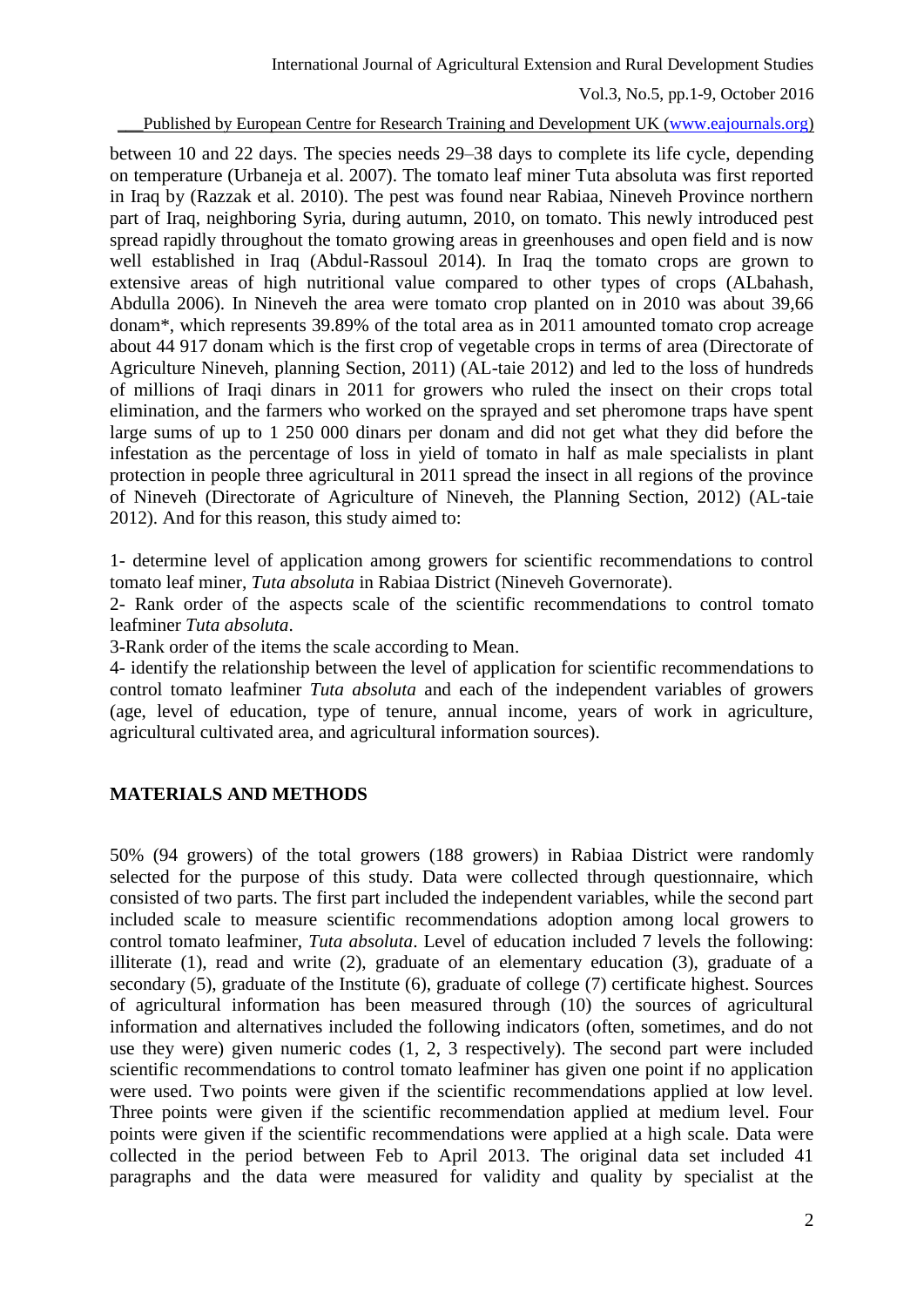between 10 and 22 days. The species needs 29–38 days to complete its life cycle, depending on temperature (Urbaneja et al. 2007). The tomato leaf miner Tuta absoluta was first reported in Iraq by (Razzak et al. 2010). The pest was found near Rabiaa, Nineveh Province northern part of Iraq, neighboring Syria, during autumn, 2010, on tomato. This newly introduced pest spread rapidly throughout the tomato growing areas in greenhouses and open field and is now well established in Iraq (Abdul-Rassoul 2014). In Iraq the tomato crops are grown to extensive areas of high nutritional value compared to other types of crops (ALbahash, Abdulla 2006). In Nineveh the area were tomato crop planted on in 2010 was about 39,66 donam*, which represents 39.89% of the total area as in 2011 amounted tomato crop acreage about 44 917 donam which is the first crop of vegetable crops in terms of area (Directorate of Agriculture Nineveh, planning Section, 2011) (AL-taie 2012) and led to the loss of hundreds of millions of Iraqi dinars in 2011 for growers who ruled the insect on their crops total elimination, and the farmers who worked on the sprayed and set pheromone traps have spent large sums of up to 1 250 000 dinars per donam and did not get what they did before the infestation as the percentage of loss in yield of tomato in half as male specialists in plant protection in people three agricultural in 2011 spread the insect in all regions of the province of Nineveh (Directorate of Agriculture of Nineveh, the Planning Section, 2012) (AL-taie 2012). And for this reason, this study aimed to:

1- determine level of application among growers for scientific recommendations to control tomato leaf miner, *Tuta absoluta* in Rabiaa District (Nineveh Governorate).
2- Rank order of the aspects scale of the scientific recommendations to control tomato leafminer *Tuta absoluta*.
3-Rank order of the items the scale according to Mean.
4- identify the relationship between the level of application for scientific recommendations to control tomato leafminer *Tuta absoluta* and each of the independent variables of growers (age, level of education, type of tenure, annual income, years of work in agriculture, agricultural cultivated area, and agricultural information sources).

## MATERIALS AND METHODS

50% (94 growers) of the total growers (188 growers) in Rabiaa District were randomly selected for the purpose of this study. Data were collected through questionnaire, which consisted of two parts. The first part included the independent variables, while the second part included scale to measure scientific recommendations adoption among local growers to control tomato leafminer, *Tuta absoluta*. Level of education included 7 levels the following: illiterate (1), read and write (2), graduate of an elementary education (3), graduate of a secondary (5), graduate of the Institute (6), graduate of college (7) certificate highest. Sources of agricultural information has been measured through (10) the sources of agricultural information and alternatives included the following indicators (often, sometimes, and do not use they were) given numeric codes (1, 2, 3 respectively). The second part were included scientific recommendations to control tomato leafminer has given one point if no application were used. Two points were given if the scientific recommendations applied at low level. Three points were given if the scientific recommendation applied at medium level. Four points were given if the scientific recommendations were applied at a high scale. Data were collected in the period between Feb to April 2013. The original data set included 41 paragraphs and the data were measured for validity and quality by specialist at the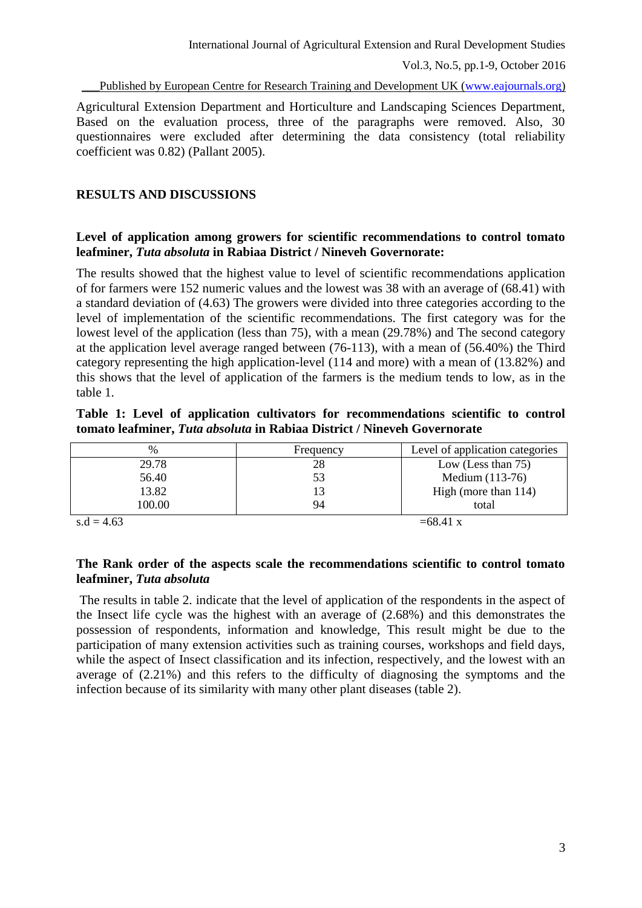Agricultural Extension Department and Horticulture and Landscaping Sciences Department, Based on the evaluation process, three of the paragraphs were removed. Also, 30 questionnaires were excluded after determining the data consistency (total reliability coefficient was 0.82) (Pallant 2005).

## RESULTS AND DISCUSSIONS

### Level of application among growers for scientific recommendations to control tomato leafminer, *Tuta absoluta* in Rabiaa District / Nineveh Governorate:

The results showed that the highest value to level of scientific recommendations application of for farmers were 152 numeric values and the lowest was 38 with an average of (68.41) with a standard deviation of (4.63) The growers were divided into three categories according to the level of implementation of the scientific recommendations. The first category was for the lowest level of the application (less than 75), with a mean (29.78%) and The second category at the application level average ranged between (76-113), with a mean of (56.40%) the Third category representing the high application-level (114 and more) with a mean of (13.82%) and this shows that the level of application of the farmers is the medium tends to low, as in the table 1.

**Table 1: Level of application cultivators for recommendations scientific to control tomato leafminer, *Tuta absoluta* in Rabiaa District / Nineveh Governorate**

| % | Frequency | Level of application categories |
|---|---|---|
| 29.78 | 28 | Low (Less than 75) |
| 56.40 | 53 | Medium (113-76) |
| 13.82 | 13 | High (more than 114) |
| 100.00 | 94 | total |

s.d = 4.63 =68.41 x

### The Rank order of the aspects scale the recommendations scientific to control tomato leafminer, *Tuta absoluta*

The results in table 2. indicate that the level of application of the respondents in the aspect of the Insect life cycle was the highest with an average of (2.68%) and this demonstrates the possession of respondents, information and knowledge, This result might be due to the participation of many extension activities such as training courses, workshops and field days, while the aspect of Insect classification and its infection, respectively, and the lowest with an average of (2.21%) and this refers to the difficulty of diagnosing the symptoms and the infection because of its similarity with many other plant diseases (table 2).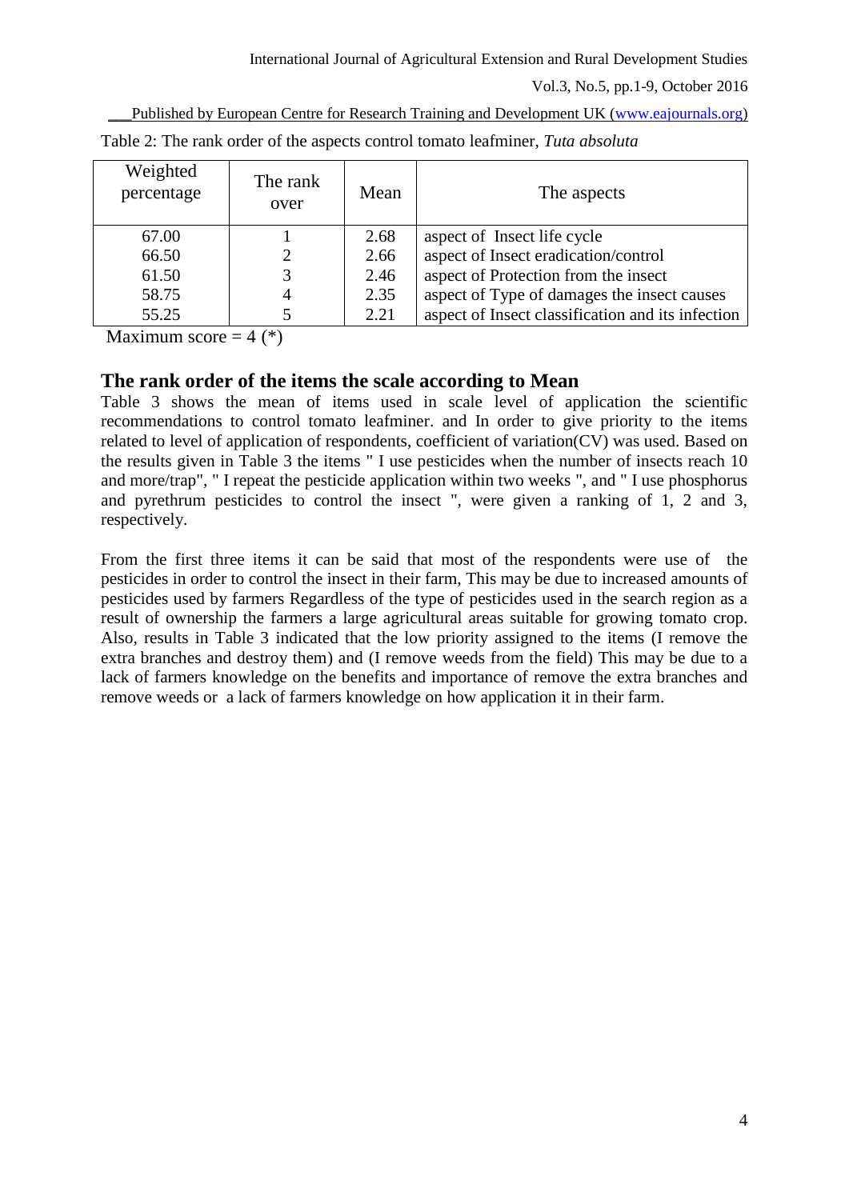Table 2: The rank order of the aspects control tomato leafminer, *Tuta absoluta*

| Weighted percentage | The rank over | Mean | The aspects |
|---|---|---|---|
| 67.00 | 1 | 2.68 | aspect of Insect life cycle |
| 66.50 | 2 | 2.66 | aspect of Insect eradication/control |
| 61.50 | 3 | 2.46 | aspect of Protection from the insect |
| 58.75 | 4 | 2.35 | aspect of Type of damages the insect causes |
| 55.25 | 5 | 2.21 | aspect of Insect classification and its infection |

Maximum score = 4 (*)

## The rank order of the items the scale according to Mean

Table 3 shows the mean of items used in scale level of application the scientific recommendations to control tomato leafminer. and In order to give priority to the items related to level of application of respondents, coefficient of variation(CV) was used. Based on the results given in Table 3 the items " I use pesticides when the number of insects reach 10 and more/trap", " I repeat the pesticide application within two weeks ", and " I use phosphorus and pyrethrum pesticides to control the insect ", were given a ranking of 1, 2 and 3, respectively.

From the first three items it can be said that most of the respondents were use of the pesticides in order to control the insect in their farm, This may be due to increased amounts of pesticides used by farmers Regardless of the type of pesticides used in the search region as a result of ownership the farmers a large agricultural areas suitable for growing tomato crop. Also, results in Table 3 indicated that the low priority assigned to the items (I remove the extra branches and destroy them) and (I remove weeds from the field) This may be due to a lack of farmers knowledge on the benefits and importance of remove the extra branches and remove weeds or a lack of farmers knowledge on how application it in their farm.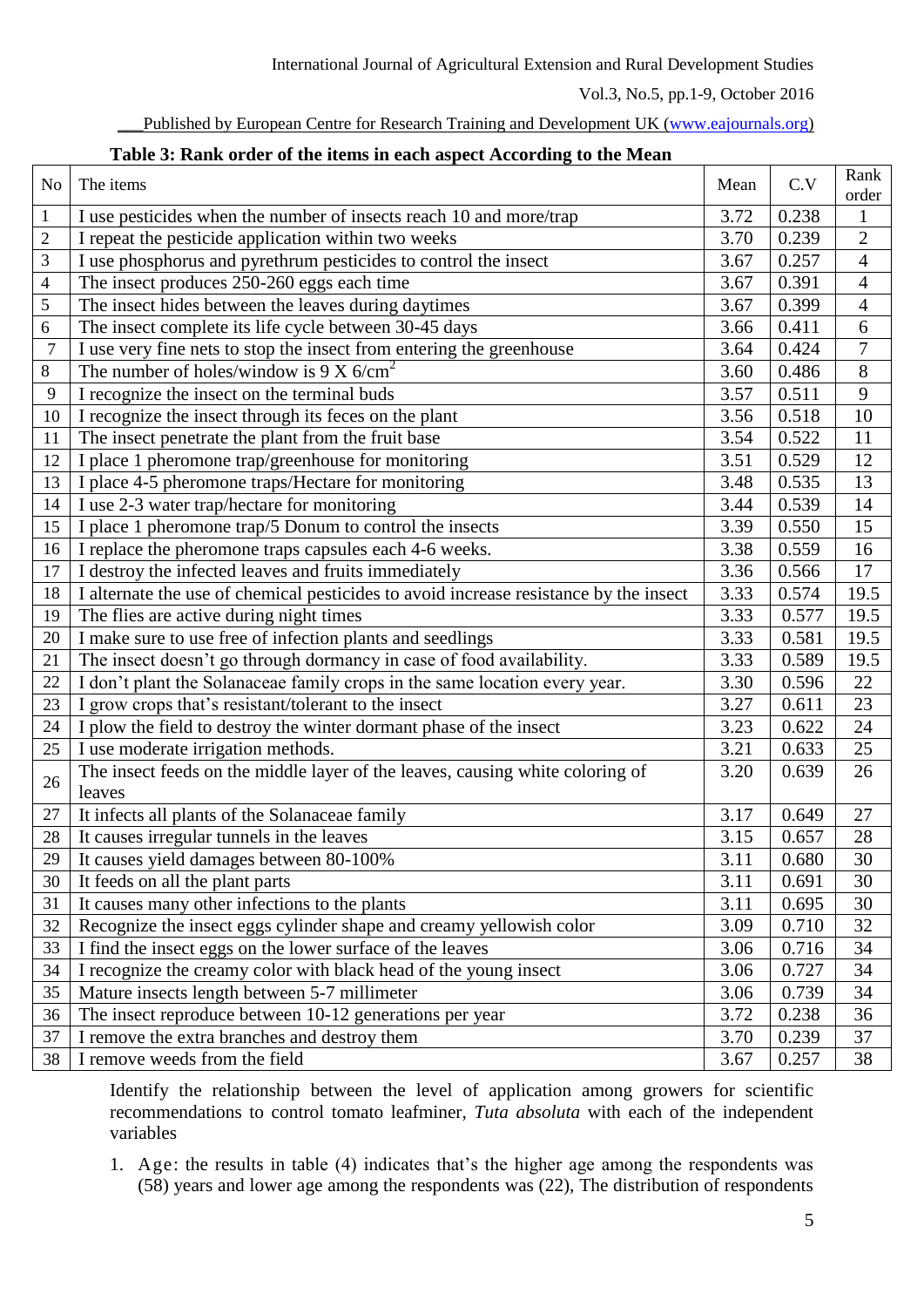**Table 3: Rank order of the items in each aspect According to the Mean**

| No | The items | Mean | C.V | Rank order |
|---|---|---|---|---|
| 1 | I use pesticides when the number of insects reach 10 and more/trap | 3.72 | 0.238 | 1 |
| 2 | I repeat the pesticide application within two weeks | 3.70 | 0.239 | 2 |
| 3 | I use phosphorus and pyrethrum pesticides to control the insect | 3.67 | 0.257 | 4 |
| 4 | The insect produces 250-260 eggs each time | 3.67 | 0.391 | 4 |
| 5 | The insect hides between the leaves during daytimes | 3.67 | 0.399 | 4 |
| 6 | The insect complete its life cycle between 30-45 days | 3.66 | 0.411 | 6 |
| 7 | I use very fine nets to stop the insect from entering the greenhouse | 3.64 | 0.424 | 7 |
| 8 | The number of holes/window is 9 X 6/cm$^2$ | 3.60 | 0.486 | 8 |
| 9 | I recognize the insect on the terminal buds | 3.57 | 0.511 | 9 |
| 10 | I recognize the insect through its feces on the plant | 3.56 | 0.518 | 10 |
| 11 | The insect penetrate the plant from the fruit base | 3.54 | 0.522 | 11 |
| 12 | I place 1 pheromone trap/greenhouse for monitoring | 3.51 | 0.529 | 12 |
| 13 | I place 4-5 pheromone traps/Hectare for monitoring | 3.48 | 0.535 | 13 |
| 14 | I use 2-3 water trap/hectare for monitoring | 3.44 | 0.539 | 14 |
| 15 | I place 1 pheromone trap/5 Donum to control the insects | 3.39 | 0.550 | 15 |
| 16 | I replace the pheromone traps capsules each 4-6 weeks. | 3.38 | 0.559 | 16 |
| 17 | I destroy the infected leaves and fruits immediately | 3.36 | 0.566 | 17 |
| 18 | I alternate the use of chemical pesticides to avoid increase resistance by the insect | 3.33 | 0.574 | 19.5 |
| 19 | The flies are active during night times | 3.33 | 0.577 | 19.5 |
| 20 | I make sure to use free of infection plants and seedlings | 3.33 | 0.581 | 19.5 |
| 21 | The insect doesn't go through dormancy in case of food availability. | 3.33 | 0.589 | 19.5 |
| 22 | I don't plant the Solanaceae family crops in the same location every year. | 3.30 | 0.596 | 22 |
| 23 | I grow crops that's resistant/tolerant to the insect | 3.27 | 0.611 | 23 |
| 24 | I plow the field to destroy the winter dormant phase of the insect | 3.23 | 0.622 | 24 |
| 25 | I use moderate irrigation methods. | 3.21 | 0.633 | 25 |
| 26 | The insect feeds on the middle layer of the leaves, causing white coloring of leaves | 3.20 | 0.639 | 26 |
| 27 | It infects all plants of the Solanaceae family | 3.17 | 0.649 | 27 |
| 28 | It causes irregular tunnels in the leaves | 3.15 | 0.657 | 28 |
| 29 | It causes yield damages between 80-100% | 3.11 | 0.680 | 30 |
| 30 | It feeds on all the plant parts | 3.11 | 0.691 | 30 |
| 31 | It causes many other infections to the plants | 3.11 | 0.695 | 30 |
| 32 | Recognize the insect eggs cylinder shape and creamy yellowish color | 3.09 | 0.710 | 32 |
| 33 | I find the insect eggs on the lower surface of the leaves | 3.06 | 0.716 | 34 |
| 34 | I recognize the creamy color with black head of the young insect | 3.06 | 0.727 | 34 |
| 35 | Mature insects length between 5-7 millimeter | 3.06 | 0.739 | 34 |
| 36 | The insect reproduce between 10-12 generations per year | 3.72 | 0.238 | 36 |
| 37 | I remove the extra branches and destroy them | 3.70 | 0.239 | 37 |
| 38 | I remove weeds from the field | 3.67 | 0.257 | 38 |

Identify the relationship between the level of application among growers for scientific recommendations to control tomato leafminer, *Tuta absoluta* with each of the independent variables

1. Age: the results in table (4) indicates that's the higher age among the respondents was (58) years and lower age among the respondents was (22), The distribution of respondents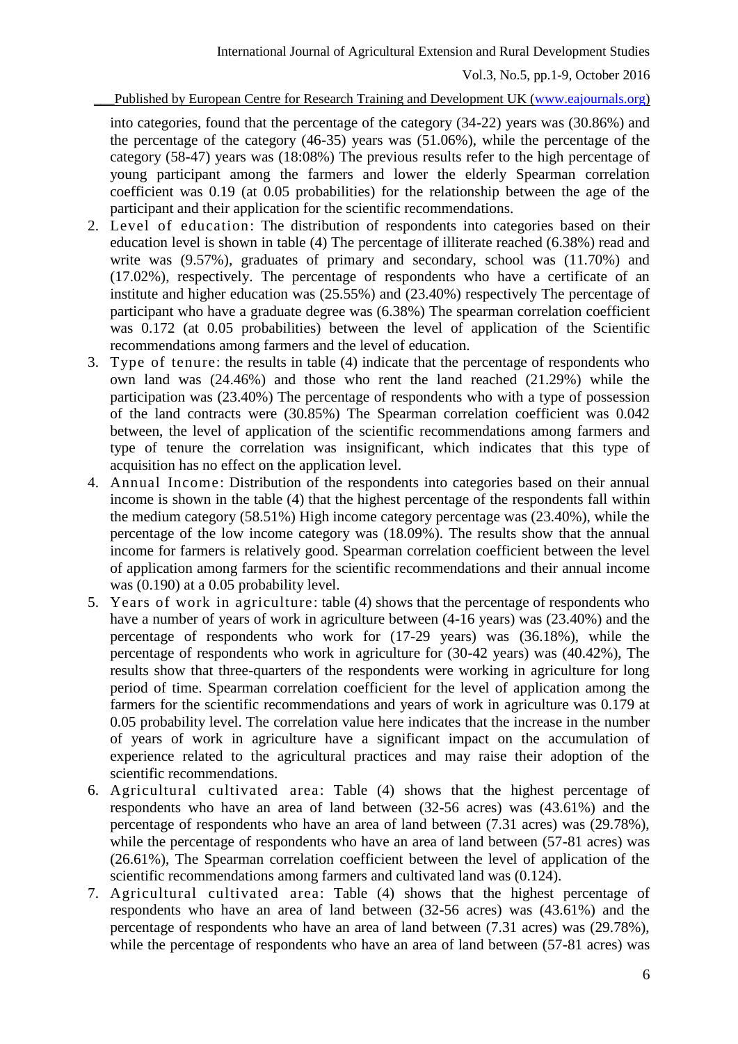into categories, found that the percentage of the category (34-22) years was (30.86%) and the percentage of the category (46-35) years was (51.06%), while the percentage of the category (58-47) years was (18:08%) The previous results refer to the high percentage of young participant among the farmers and lower the elderly Spearman correlation coefficient was 0.19 (at 0.05 probabilities) for the relationship between the age of the participant and their application for the scientific recommendations.

2. Level of education: The distribution of respondents into categories based on their education level is shown in table (4) The percentage of illiterate reached (6.38%) read and write was (9.57%), graduates of primary and secondary, school was (11.70%) and (17.02%), respectively. The percentage of respondents who have a certificate of an institute and higher education was (25.55%) and (23.40%) respectively The percentage of participant who have a graduate degree was (6.38%) The spearman correlation coefficient was 0.172 (at 0.05 probabilities) between the level of application of the Scientific recommendations among farmers and the level of education.
3. Type of tenure: the results in table (4) indicate that the percentage of respondents who own land was (24.46%) and those who rent the land reached (21.29%) while the participation was (23.40%) The percentage of respondents who with a type of possession of the land contracts were (30.85%) The Spearman correlation coefficient was 0.042 between, the level of application of the scientific recommendations among farmers and type of tenure the correlation was insignificant, which indicates that this type of acquisition has no effect on the application level.
4. Annual Income: Distribution of the respondents into categories based on their annual income is shown in the table (4) that the highest percentage of the respondents fall within the medium category (58.51%) High income category percentage was (23.40%), while the percentage of the low income category was (18.09%). The results show that the annual income for farmers is relatively good. Spearman correlation coefficient between the level of application among farmers for the scientific recommendations and their annual income was (0.190) at a 0.05 probability level.
5. Years of work in agriculture: table (4) shows that the percentage of respondents who have a number of years of work in agriculture between (4-16 years) was (23.40%) and the percentage of respondents who work for (17-29 years) was (36.18%), while the percentage of respondents who work in agriculture for (30-42 years) was (40.42%), The results show that three-quarters of the respondents were working in agriculture for long period of time. Spearman correlation coefficient for the level of application among the farmers for the scientific recommendations and years of work in agriculture was 0.179 at 0.05 probability level. The correlation value here indicates that the increase in the number of years of work in agriculture have a significant impact on the accumulation of experience related to the agricultural practices and may raise their adoption of the scientific recommendations.
6. Agricultural cultivated area: Table (4) shows that the highest percentage of respondents who have an area of land between (32-56 acres) was (43.61%) and the percentage of respondents who have an area of land between (7.31 acres) was (29.78%), while the percentage of respondents who have an area of land between (57-81 acres) was (26.61%), The Spearman correlation coefficient between the level of application of the scientific recommendations among farmers and cultivated land was (0.124).
7. Agricultural cultivated area: Table (4) shows that the highest percentage of respondents who have an area of land between (32-56 acres) was (43.61%) and the percentage of respondents who have an area of land between (7.31 acres) was (29.78%), while the percentage of respondents who have an area of land between (57-81 acres) was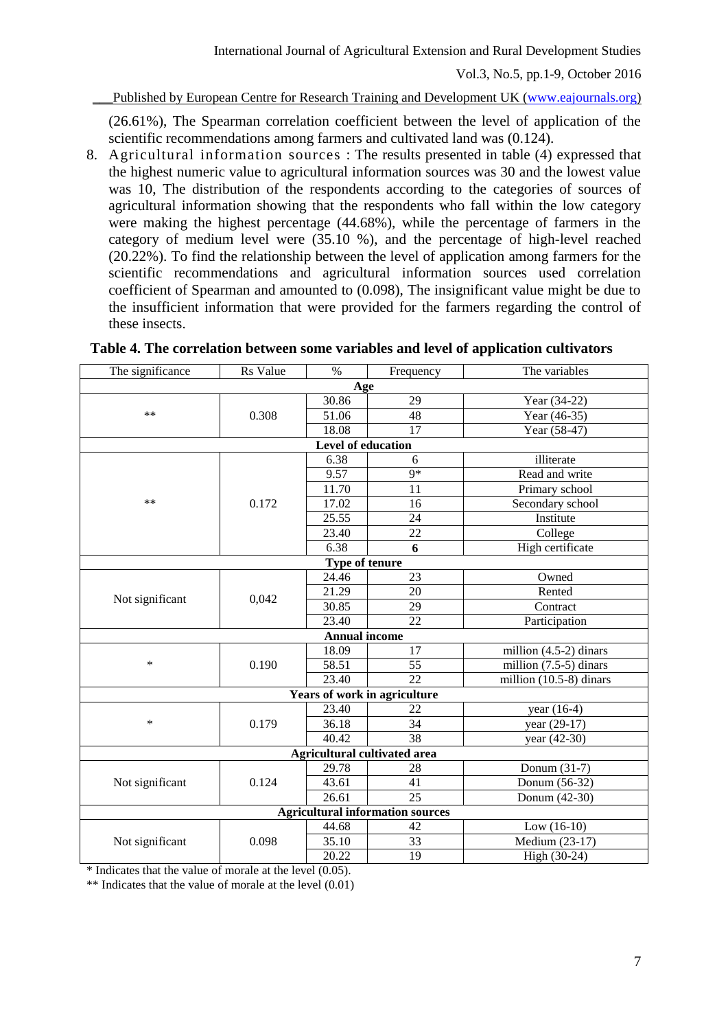(26.61%), The Spearman correlation coefficient between the level of application of the scientific recommendations among farmers and cultivated land was (0.124).

8. Agricultural information sources : The results presented in table (4) expressed that the highest numeric value to agricultural information sources was 30 and the lowest value was 10, The distribution of the respondents according to the categories of sources of agricultural information showing that the respondents who fall within the low category were making the highest percentage (44.68%), while the percentage of farmers in the category of medium level were (35.10 %), and the percentage of high-level reached (20.22%). To find the relationship between the level of application among farmers for the scientific recommendations and agricultural information sources used correlation coefficient of Spearman and amounted to (0.098), The insignificant value might be due to the insufficient information that were provided for the farmers regarding the control of these insects.

**Table 4. The correlation between some variables and level of application cultivators**

| The significance | Rs Value | % | Frequency | The variables |
|---|---|---|---|---|
| | | **Age** | | |
| ** | 0.308 | 30.86 | 29 | Year (34-22) |
| | | 51.06 | 48 | Year (46-35) |
| | | 18.08 | 17 | Year (58-47) |
| | | **Level of education** | | |
| ** | 0.172 | 6.38 | 6 | illiterate |
| | | 9.57 | 9* | Read and write |
| | | 11.70 | 11 | Primary school |
| | | 17.02 | 16 | Secondary school |
| | | 25.55 | 24 | Institute |
| | | 23.40 | 22 | College |
| | | 6.38 | **6** | High certificate |
| | | **Type of tenure** | | |
| Not significant | 0,042 | 24.46 | 23 | Owned |
| | | 21.29 | 20 | Rented |
| | | 30.85 | 29 | Contract |
| | | 23.40 | 22 | Participation |
| | | **Annual income** | | |
| * | 0.190 | 18.09 | 17 | million (4.5-2) dinars |
| | | 58.51 | 55 | million (7.5-5) dinars |
| | | 23.40 | 22 | million (10.5-8) dinars |
| | | **Years of work in agriculture** | | |
| * | 0.179 | 23.40 | 22 | year (16-4) |
| | | 36.18 | 34 | year (29-17) |
| | | 40.42 | 38 | year (42-30) |
| | | **Agricultural cultivated area** | | |
| Not significant | 0.124 | 29.78 | 28 | Donum (31-7) |
| | | 43.61 | 41 | Donum (56-32) |
| | | 26.61 | 25 | Donum (42-30) |
| | | **Agricultural information sources** | | |
| Not significant | 0.098 | 44.68 | 42 | Low (16-10) |
| | | 35.10 | 33 | Medium (23-17) |
| | | 20.22 | 19 | High (30-24) |

* Indicates that the value of morale at the level (0.05).

** Indicates that the value of morale at the level (0.01)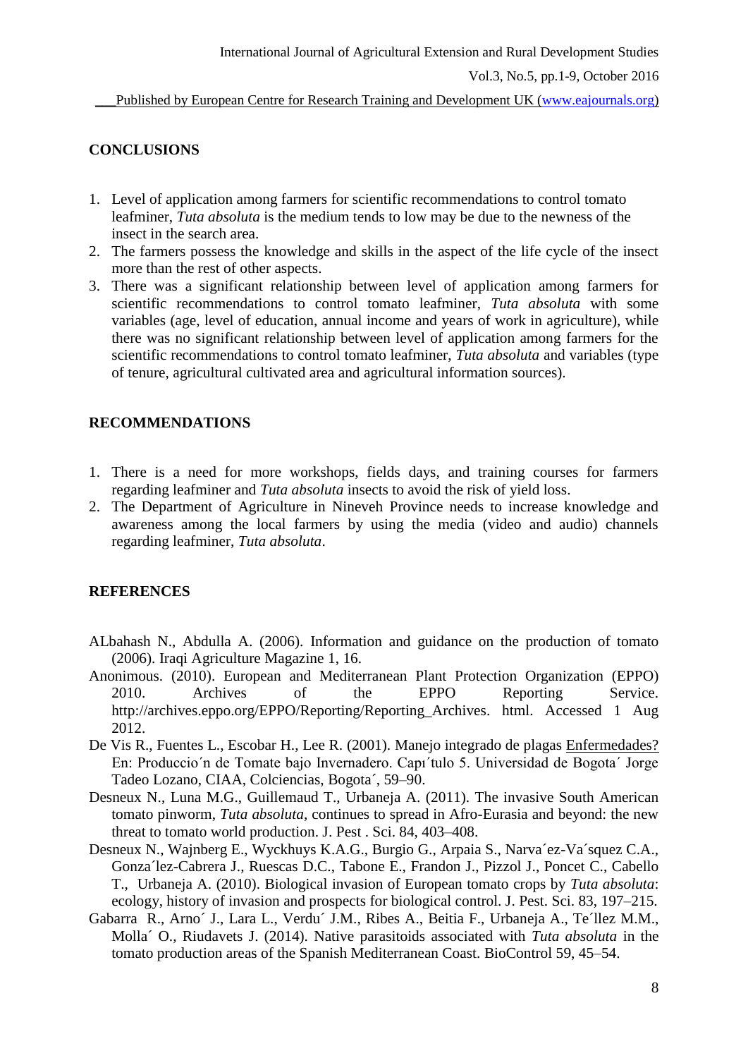## CONCLUSIONS

1. Level of application among farmers for scientific recommendations to control tomato leafminer, *Tuta absoluta* is the medium tends to low may be due to the newness of the insect in the search area.
2. The farmers possess the knowledge and skills in the aspect of the life cycle of the insect more than the rest of other aspects.
3. There was a significant relationship between level of application among farmers for scientific recommendations to control tomato leafminer, *Tuta absoluta* with some variables (age, level of education, annual income and years of work in agriculture), while there was no significant relationship between level of application among farmers for the scientific recommendations to control tomato leafminer, *Tuta absoluta* and variables (type of tenure, agricultural cultivated area and agricultural information sources).

## RECOMMENDATIONS

1. There is a need for more workshops, fields days, and training courses for farmers regarding leafminer and *Tuta absoluta* insects to avoid the risk of yield loss.
2. The Department of Agriculture in Nineveh Province needs to increase knowledge and awareness among the local farmers by using the media (video and audio) channels regarding leafminer, *Tuta absoluta*.

## REFERENCES

ALbahash N., Abdulla A. (2006). Information and guidance on the production of tomato (2006). Iraqi Agriculture Magazine 1, 16.

Anonimous. (2010). European and Mediterranean Plant Protection Organization (EPPO) 2010. Archives of the EPPO Reporting Service. http://archives.eppo.org/EPPO/Reporting/Reporting_Archives. html. Accessed 1 Aug 2012.

De Vis R., Fuentes L., Escobar H., Lee R. (2001). Manejo integrado de plagas Enfermedades? En: Produccio´n de Tomate bajo Invernadero. Capı´tulo 5. Universidad de Bogota´ Jorge Tadeo Lozano, CIAA, Colciencias, Bogota´, 59–90.

Desneux N., Luna M.G., Guillemaud T., Urbaneja A. (2011). The invasive South American tomato pinworm, *Tuta absoluta*, continues to spread in Afro-Eurasia and beyond: the new threat to tomato world production. J. Pest . Sci. 84, 403–408.

Desneux N., Wajnberg E., Wyckhuys K.A.G., Burgio G., Arpaia S., Narva´ez-Va´squez C.A., Gonza´lez-Cabrera J., Ruescas D.C., Tabone E., Frandon J., Pizzol J., Poncet C., Cabello T., Urbaneja A. (2010). Biological invasion of European tomato crops by *Tuta absoluta*: ecology, history of invasion and prospects for biological control. J. Pest. Sci. 83, 197–215.

Gabarra R., Arno´ J., Lara L., Verdu´ J.M., Ribes A., Beitia F., Urbaneja A., Te´llez M.M., Molla´ O., Riudavets J. (2014). Native parasitoids associated with *Tuta absoluta* in the tomato production areas of the Spanish Mediterranean Coast. BioControl 59, 45–54.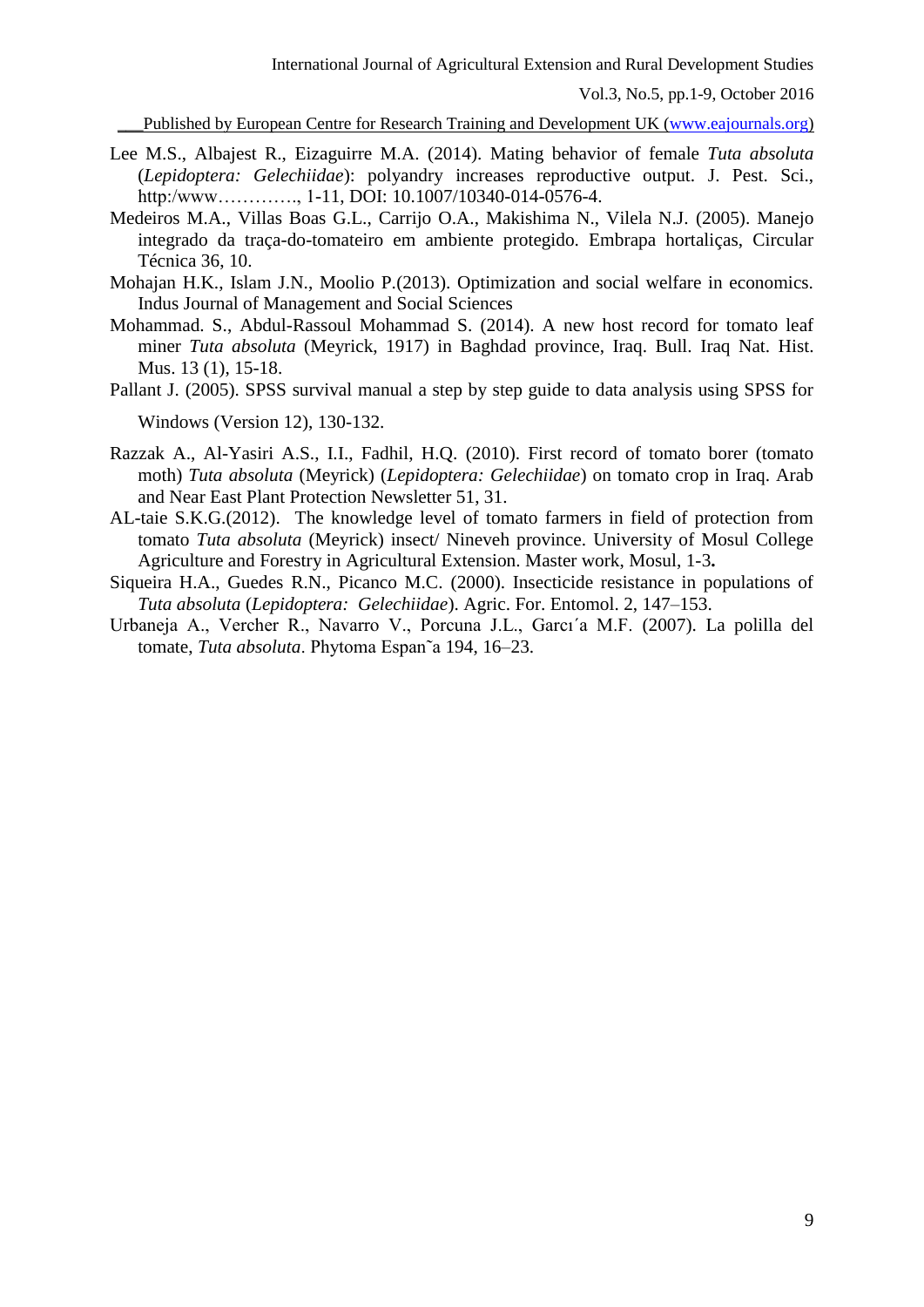Lee M.S., Albajest R., Eizaguirre M.A. (2014). Mating behavior of female *Tuta absoluta* (*Lepidoptera: Gelechiidae*): polyandry increases reproductive output. J. Pest. Sci., http:/www…………., 1-11, DOI: 10.1007/10340-014-0576-4.

Medeiros M.A., Villas Boas G.L., Carrijo O.A., Makishima N., Vilela N.J. (2005). Manejo integrado da traça-do-tomateiro em ambiente protegido. Embrapa hortaliças, Circular Técnica 36, 10.

Mohajan H.K., Islam J.N., Moolio P.(2013). Optimization and social welfare in economics. Indus Journal of Management and Social Sciences

Mohammad. S., Abdul-Rassoul Mohammad S. (2014). A new host record for tomato leaf miner *Tuta absoluta* (Meyrick, 1917) in Baghdad province, Iraq. Bull. Iraq Nat. Hist. Mus. 13 (1), 15-18.

Pallant J. (2005). SPSS survival manual a step by step guide to data analysis using SPSS for Windows (Version 12), 130-132.

Razzak A., Al-Yasiri A.S., I.I., Fadhil, H.Q. (2010). First record of tomato borer (tomato moth) *Tuta absoluta* (Meyrick) (*Lepidoptera: Gelechiidae*) on tomato crop in Iraq. Arab and Near East Plant Protection Newsletter 51, 31.

AL-taie S.K.G.(2012). The knowledge level of tomato farmers in field of protection from tomato *Tuta absoluta* (Meyrick) insect/ Nineveh province. University of Mosul College Agriculture and Forestry in Agricultural Extension. Master work, Mosul, 1-3**.**

Siqueira H.A., Guedes R.N., Picanco M.C. (2000). Insecticide resistance in populations of *Tuta absoluta* (*Lepidoptera: Gelechiidae*). Agric. For. Entomol. 2, 147–153.

Urbaneja A., Vercher R., Navarro V., Porcuna J.L., Garcı´a M.F. (2007). La polilla del tomate, *Tuta absoluta*. Phytoma Espan˜a 194, 16–23.